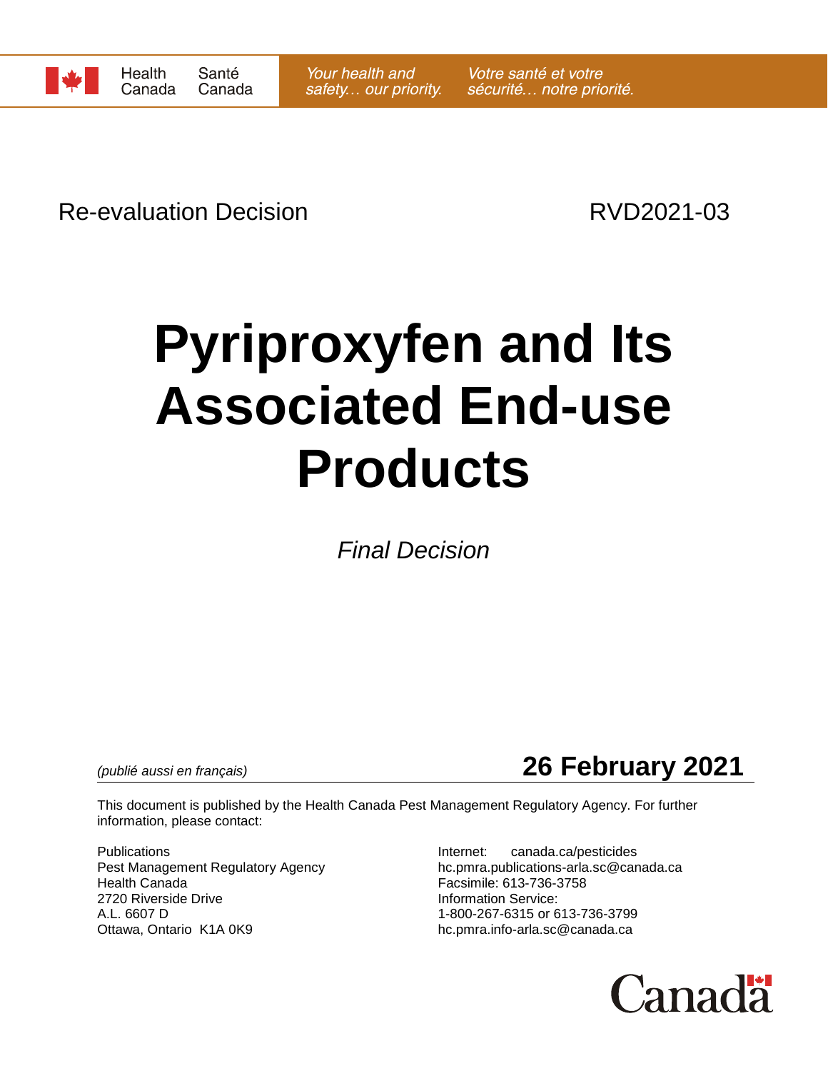Health Canada | Santé Canada

*Your health and safety… our priority.* | *Votre santé et votre sécurité… notre priorité.*

Re-evaluation Decision RVD2021-03

# Pyriproxyfen and Its Associated End-use Products

*Final Decision*

*(publié aussi en français)*

**26 February 2021**

This document is published by the Health Canada Pest Management Regulatory Agency. For further information, please contact:

Publications
Pest Management Regulatory Agency
Health Canada
2720 Riverside Drive
A.L. 6607 D
Ottawa, Ontario K1A 0K9

Internet: canada.ca/pesticides
hc.pmra.publications-arla.sc@canada.ca
Facsimile: 613-736-3758
Information Service:
1-800-267-6315 or 613-736-3799
hc.pmra.info-arla.sc@canada.ca

Canada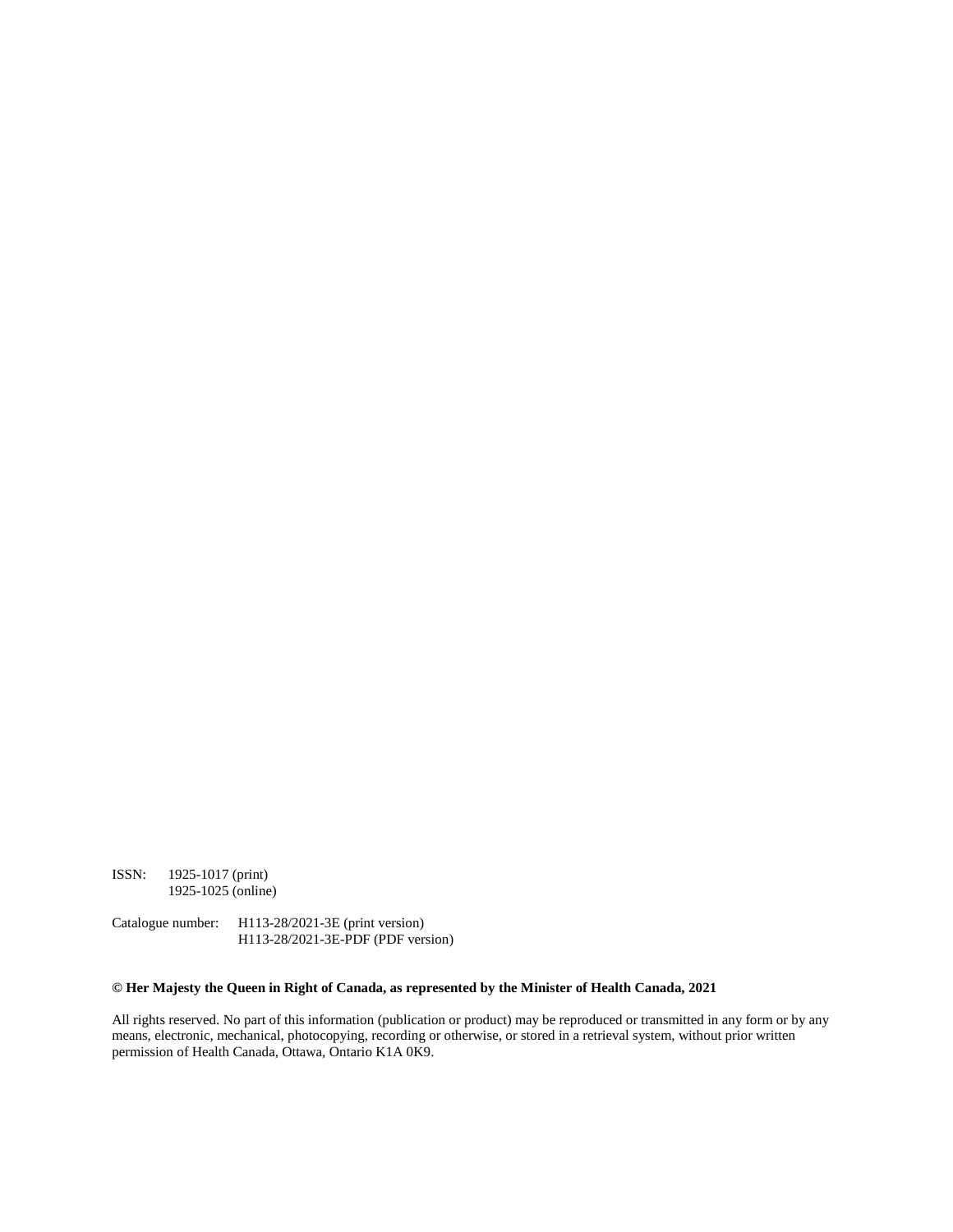ISSN: 1925-1017 (print)
1925-1025 (online)

Catalogue number: H113-28/2021-3E (print version)
H113-28/2021-3E-PDF (PDF version)

**© Her Majesty the Queen in Right of Canada, as represented by the Minister of Health Canada, 2021**

All rights reserved. No part of this information (publication or product) may be reproduced or transmitted in any form or by any means, electronic, mechanical, photocopying, recording or otherwise, or stored in a retrieval system, without prior written permission of Health Canada, Ottawa, Ontario K1A 0K9.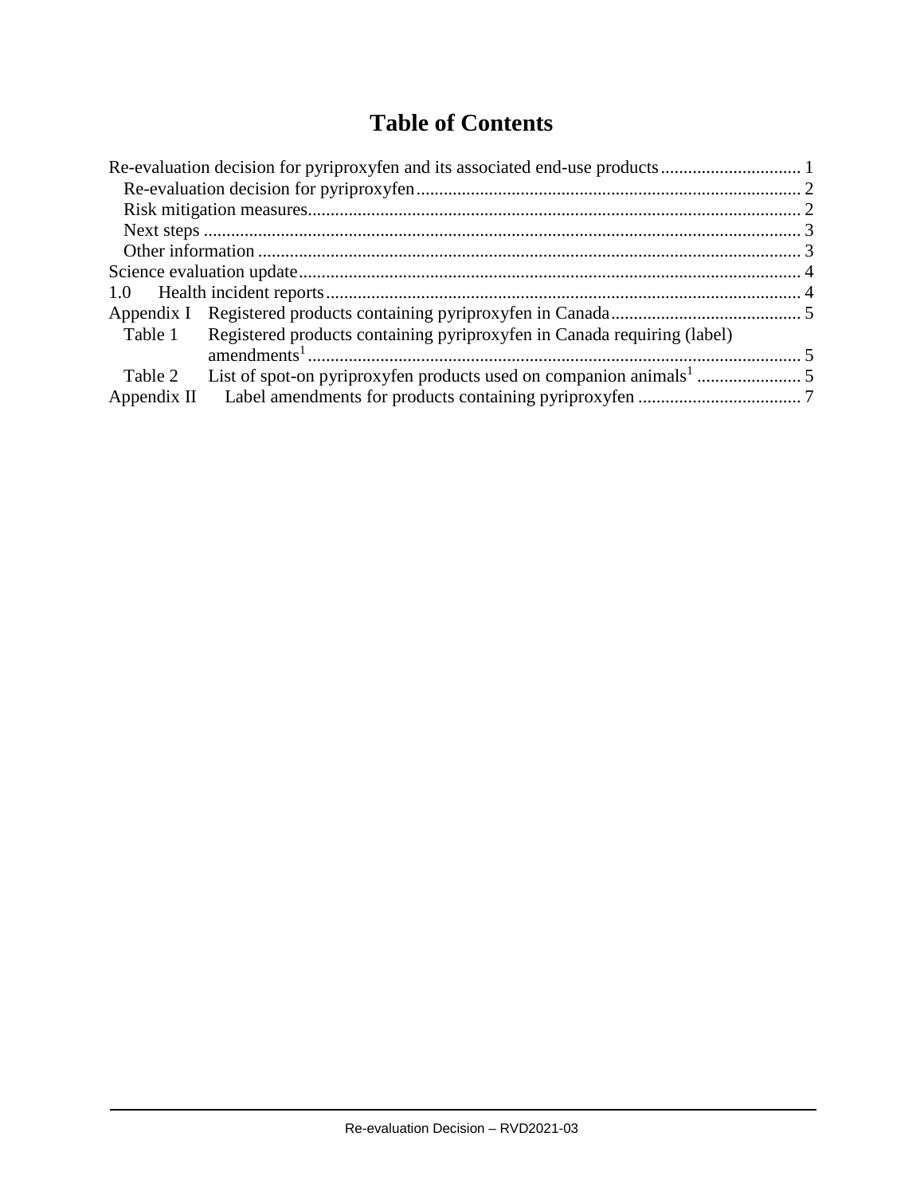# Table of Contents

Re-evaluation decision for pyriproxyfen and its associated end-use products ............................... 1
- Re-evaluation decision for pyriproxyfen ..................................................................................... 2
- Risk mitigation measures ............................................................................................................ 2
- Next steps ..................................................................................................................................... 3
- Other information ........................................................................................................................ 3

Science evaluation update ................................................................................................................ 4

1.0 Health incident reports ............................................................................................................. 4

Appendix I Registered products containing pyriproxyfen in Canada .......................................... 5
- Table 1 Registered products containing pyriproxyfen in Canada requiring (label) amendments[1] ............................................................................................................ 5
- Table 2 List of spot-on pyriproxyfen products used on companion animals[1] ....................... 5

Appendix II Label amendments for products containing pyriproxyfen .................................... 7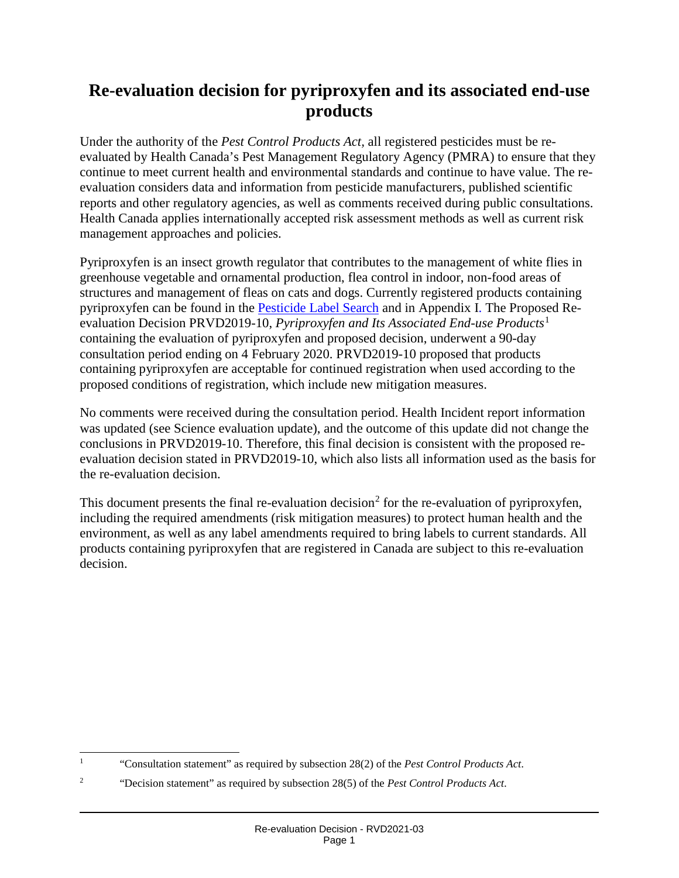# Re-evaluation decision for pyriproxyfen and its associated end-use products

Under the authority of the *Pest Control Products Act*, all registered pesticides must be re-evaluated by Health Canada's Pest Management Regulatory Agency (PMRA) to ensure that they continue to meet current health and environmental standards and continue to have value. The re-evaluation considers data and information from pesticide manufacturers, published scientific reports and other regulatory agencies, as well as comments received during public consultations. Health Canada applies internationally accepted risk assessment methods as well as current risk management approaches and policies.

Pyriproxyfen is an insect growth regulator that contributes to the management of white flies in greenhouse vegetable and ornamental production, flea control in indoor, non-food areas of structures and management of fleas on cats and dogs. Currently registered products containing pyriproxyfen can be found in the Pesticide Label Search and in Appendix I. The Proposed Re-evaluation Decision PRVD2019-10, *Pyriproxyfen and Its Associated End-use Products*[1] containing the evaluation of pyriproxyfen and proposed decision, underwent a 90-day consultation period ending on 4 February 2020. PRVD2019-10 proposed that products containing pyriproxyfen are acceptable for continued registration when used according to the proposed conditions of registration, which include new mitigation measures.

No comments were received during the consultation period. Health Incident report information was updated (see Science evaluation update), and the outcome of this update did not change the conclusions in PRVD2019-10. Therefore, this final decision is consistent with the proposed re-evaluation decision stated in PRVD2019-10, which also lists all information used as the basis for the re-evaluation decision.

This document presents the final re-evaluation decision[2] for the re-evaluation of pyriproxyfen, including the required amendments (risk mitigation measures) to protect human health and the environment, as well as any label amendments required to bring labels to current standards. All products containing pyriproxyfen that are registered in Canada are subject to this re-evaluation decision.

---

[1] "Consultation statement" as required by subsection 28(2) of the *Pest Control Products Act*.

[2] "Decision statement" as required by subsection 28(5) of the *Pest Control Products Act*.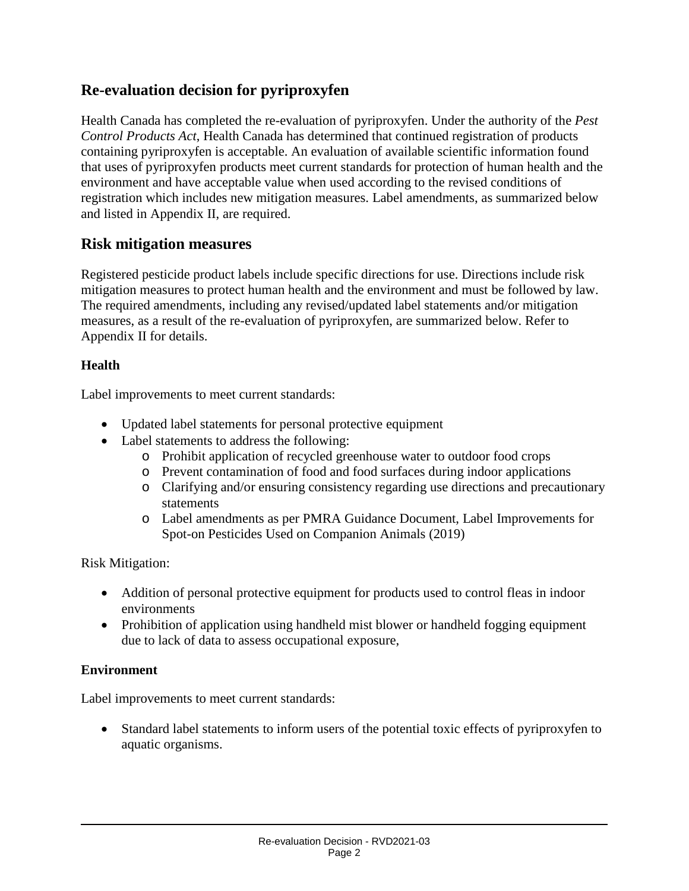## Re-evaluation decision for pyriproxyfen

Health Canada has completed the re-evaluation of pyriproxyfen. Under the authority of the *Pest Control Products Act*, Health Canada has determined that continued registration of products containing pyriproxyfen is acceptable. An evaluation of available scientific information found that uses of pyriproxyfen products meet current standards for protection of human health and the environment and have acceptable value when used according to the revised conditions of registration which includes new mitigation measures. Label amendments, as summarized below and listed in Appendix II, are required.

## Risk mitigation measures

Registered pesticide product labels include specific directions for use. Directions include risk mitigation measures to protect human health and the environment and must be followed by law. The required amendments, including any revised/updated label statements and/or mitigation measures, as a result of the re-evaluation of pyriproxyfen, are summarized below. Refer to Appendix II for details.

### Health

Label improvements to meet current standards:

- Updated label statements for personal protective equipment
- Label statements to address the following:
  - Prohibit application of recycled greenhouse water to outdoor food crops
  - Prevent contamination of food and food surfaces during indoor applications
  - Clarifying and/or ensuring consistency regarding use directions and precautionary statements
  - Label amendments as per PMRA Guidance Document, Label Improvements for Spot-on Pesticides Used on Companion Animals (2019)

Risk Mitigation:

- Addition of personal protective equipment for products used to control fleas in indoor environments
- Prohibition of application using handheld mist blower or handheld fogging equipment due to lack of data to assess occupational exposure,

### Environment

Label improvements to meet current standards:

- Standard label statements to inform users of the potential toxic effects of pyriproxyfen to aquatic organisms.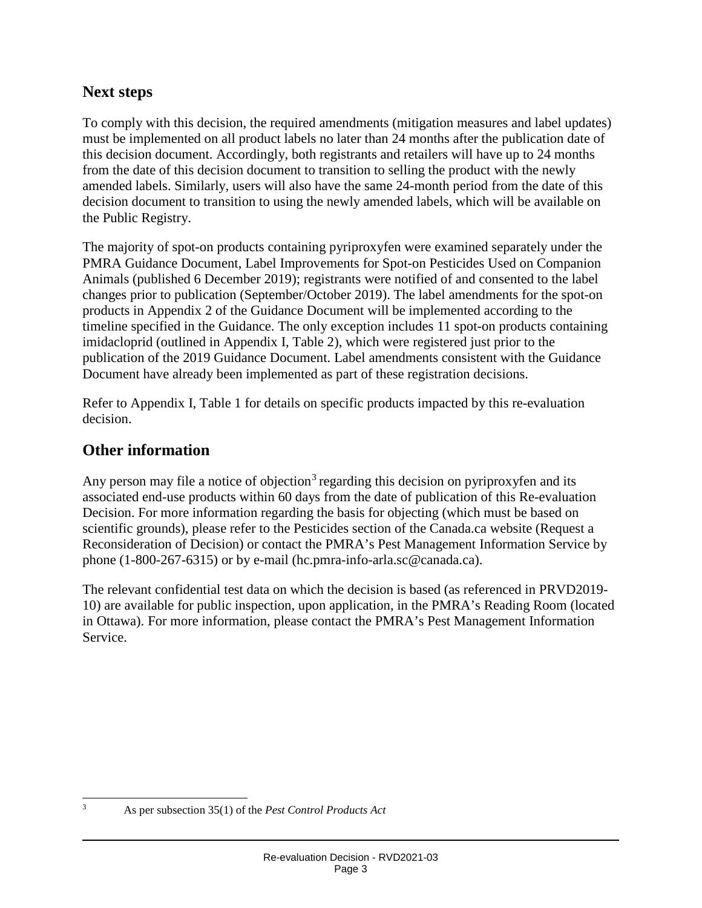## Next steps

To comply with this decision, the required amendments (mitigation measures and label updates) must be implemented on all product labels no later than 24 months after the publication date of this decision document. Accordingly, both registrants and retailers will have up to 24 months from the date of this decision document to transition to selling the product with the newly amended labels. Similarly, users will also have the same 24-month period from the date of this decision document to transition to using the newly amended labels, which will be available on the Public Registry.

The majority of spot-on products containing pyriproxyfen were examined separately under the PMRA Guidance Document, Label Improvements for Spot-on Pesticides Used on Companion Animals (published 6 December 2019); registrants were notified of and consented to the label changes prior to publication (September/October 2019). The label amendments for the spot-on products in Appendix 2 of the Guidance Document will be implemented according to the timeline specified in the Guidance. The only exception includes 11 spot-on products containing imidacloprid (outlined in Appendix I, Table 2), which were registered just prior to the publication of the 2019 Guidance Document. Label amendments consistent with the Guidance Document have already been implemented as part of these registration decisions.

Refer to Appendix I, Table 1 for details on specific products impacted by this re-evaluation decision.

## Other information

Any person may file a notice of objection[3] regarding this decision on pyriproxyfen and its associated end-use products within 60 days from the date of publication of this Re-evaluation Decision. For more information regarding the basis for objecting (which must be based on scientific grounds), please refer to the Pesticides section of the Canada.ca website (Request a Reconsideration of Decision) or contact the PMRA's Pest Management Information Service by phone (1-800-267-6315) or by e-mail (hc.pmra-info-arla.sc@canada.ca).

The relevant confidential test data on which the decision is based (as referenced in PRVD2019-10) are available for public inspection, upon application, in the PMRA's Reading Room (located in Ottawa). For more information, please contact the PMRA's Pest Management Information Service.

---

[3] As per subsection 35(1) of the *Pest Control Products Act*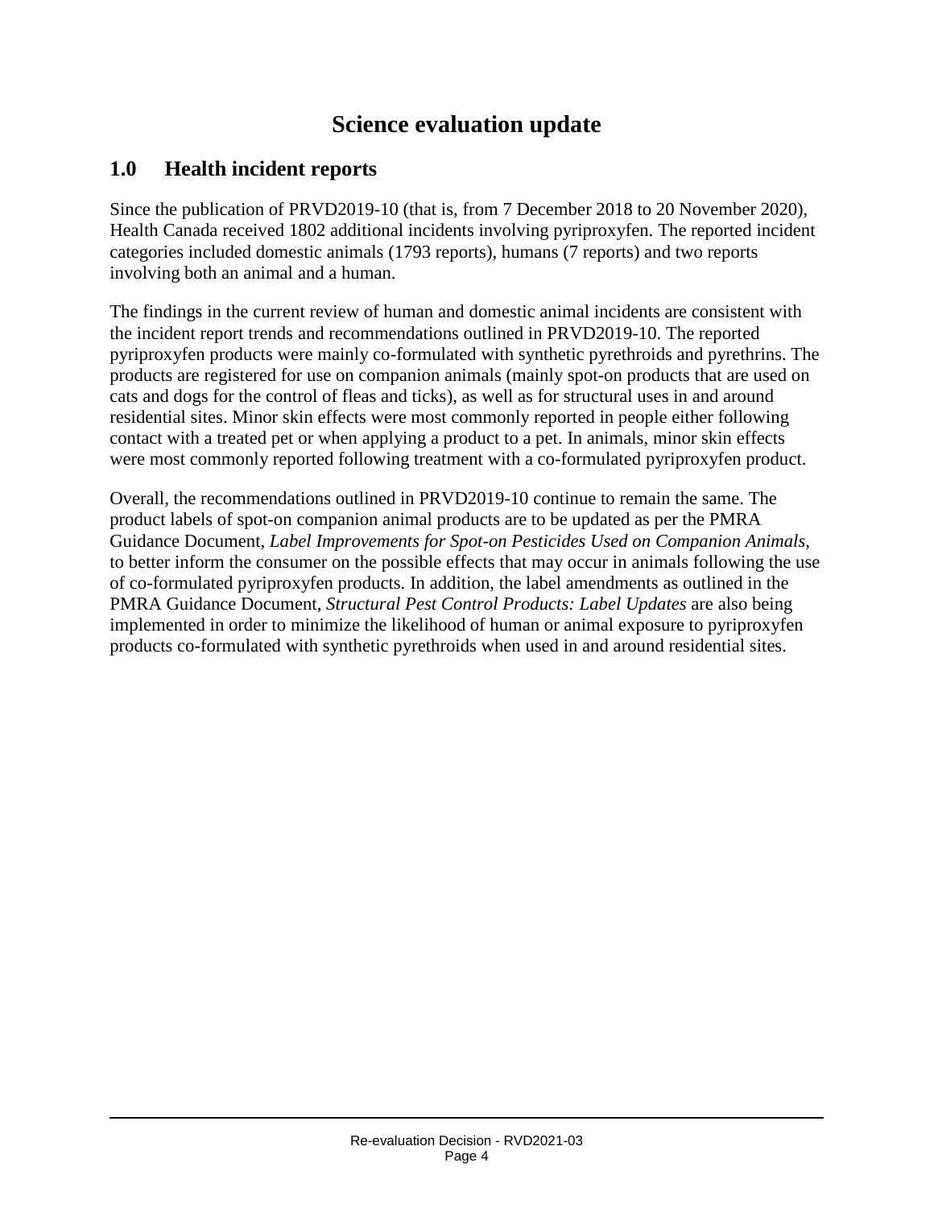# Science evaluation update

## 1.0 Health incident reports

Since the publication of PRVD2019-10 (that is, from 7 December 2018 to 20 November 2020), Health Canada received 1802 additional incidents involving pyriproxyfen. The reported incident categories included domestic animals (1793 reports), humans (7 reports) and two reports involving both an animal and a human.

The findings in the current review of human and domestic animal incidents are consistent with the incident report trends and recommendations outlined in PRVD2019-10. The reported pyriproxyfen products were mainly co-formulated with synthetic pyrethroids and pyrethrins. The products are registered for use on companion animals (mainly spot-on products that are used on cats and dogs for the control of fleas and ticks), as well as for structural uses in and around residential sites. Minor skin effects were most commonly reported in people either following contact with a treated pet or when applying a product to a pet. In animals, minor skin effects were most commonly reported following treatment with a co-formulated pyriproxyfen product.

Overall, the recommendations outlined in PRVD2019-10 continue to remain the same. The product labels of spot-on companion animal products are to be updated as per the PMRA Guidance Document, *Label Improvements for Spot-on Pesticides Used on Companion Animals*, to better inform the consumer on the possible effects that may occur in animals following the use of co-formulated pyriproxyfen products. In addition, the label amendments as outlined in the PMRA Guidance Document, *Structural Pest Control Products: Label Updates* are also being implemented in order to minimize the likelihood of human or animal exposure to pyriproxyfen products co-formulated with synthetic pyrethroids when used in and around residential sites.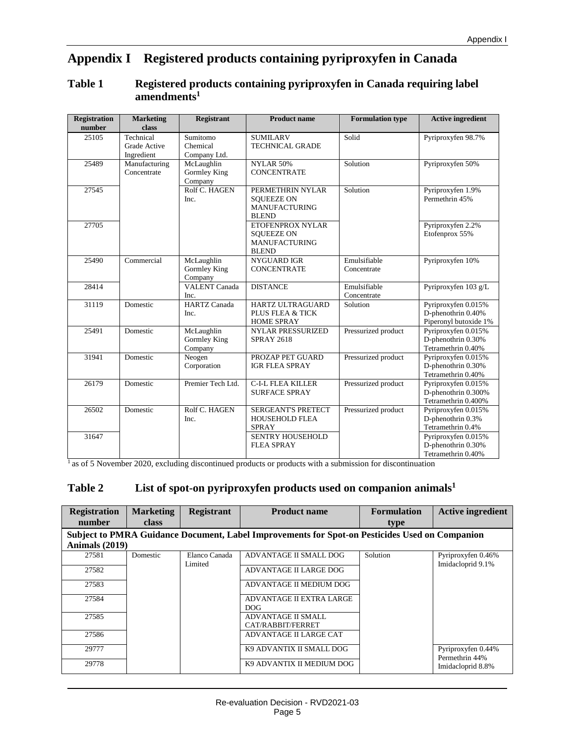# Appendix I Registered products containing pyriproxyfen in Canada

## Table 1 Registered products containing pyriproxyfen in Canada requiring label amendments[1]

| Registration number | Marketing class | Registrant | Product name | Formulation type | Active ingredient |
|---|---|---|---|---|---|
| 25105 | Technical Grade Active Ingredient | Sumitomo Chemical Company Ltd. | SUMILARV TECHNICAL GRADE | Solid | Pyriproxyfen 98.7% |
| 25489 | Manufacturing Concentrate | McLaughlin Gormley King Company | NYLAR 50% CONCENTRATE | Solution | Pyriproxyfen 50% |
| 27545 | | Rolf C. HAGEN Inc. | PERMETHRIN NYLAR SQUEEZE ON MANUFACTURING BLEND | Solution | Pyriproxyfen 1.9% Permethrin 45% |
| 27705 | | | ETOFENPROX NYLAR SQUEEZE ON MANUFACTURING BLEND | | Pyriproxyfen 2.2% Etofenprox 55% |
| 25490 | Commercial | McLaughlin Gormley King Company | NYGUARD IGR CONCENTRATE | Emulsifiable Concentrate | Pyriproxyfen 10% |
| 28414 | | VALENT Canada Inc. | DISTANCE | Emulsifiable Concentrate | Pyriproxyfen 103 g/L |
| 31119 | Domestic | HARTZ Canada Inc. | HARTZ ULTRAGUARD PLUS FLEA & TICK HOME SPRAY | Solution | Pyriproxyfen 0.015% D-phenothrin 0.40% Piperonyl butoxide 1% |
| 25491 | Domestic | McLaughlin Gormley King Company | NYLAR PRESSURIZED SPRAY 2618 | Pressurized product | Pyriproxyfen 0.015% D-phenothrin 0.30% Tetramethrin 0.40% |
| 31941 | Domestic | Neogen Corporation | PROZAP PET GUARD IGR FLEA SPRAY | Pressurized product | Pyriproxyfen 0.015% D-phenothrin 0.30% Tetramethrin 0.40% |
| 26179 | Domestic | Premier Tech Ltd. | C-I-L FLEA KILLER SURFACE SPRAY | Pressurized product | Pyriproxyfen 0.015% D-phenothrin 0.300% Tetramethrin 0.400% |
| 26502 | Domestic | Rolf C. HAGEN Inc. | SERGEANT'S PRETECT HOUSEHOLD FLEA SPRAY | Pressurized product | Pyriproxyfen 0.015% D-phenothrin 0.3% Tetramethrin 0.4% |
| 31647 | | | SENTRY HOUSEHOLD FLEA SPRAY | | Pyriproxyfen 0.015% D-phenothrin 0.30% Tetramethrin 0.40% |

[1] as of 5 November 2020, excluding discontinued products or products with a submission for discontinuation

## Table 2 List of spot-on pyriproxyfen products used on companion animals[1]

| Registration number | Marketing class | Registrant | Product name | Formulation type | Active ingredient |
|---|---|---|---|---|---|
| **Subject to PMRA Guidance Document, Label Improvements for Spot-on Pesticides Used on Companion Animals (2019)** | | | | | |
| 27581 | Domestic | Elanco Canada Limited | ADVANTAGE II SMALL DOG | Solution | Pyriproxyfen 0.46% Imidacloprid 9.1% |
| 27582 | | | ADVANTAGE II LARGE DOG | | |
| 27583 | | | ADVANTAGE II MEDIUM DOG | | |
| 27584 | | | ADVANTAGE II EXTRA LARGE DOG | | |
| 27585 | | | ADVANTAGE II SMALL CAT/RABBIT/FERRET | | |
| 27586 | | | ADVANTAGE II LARGE CAT | | |
| 29777 | | | K9 ADVANTIX II SMALL DOG | | Pyriproxyfen 0.44% Permethrin 44% Imidacloprid 8.8% |
| 29778 | | | K9 ADVANTIX II MEDIUM DOG | | |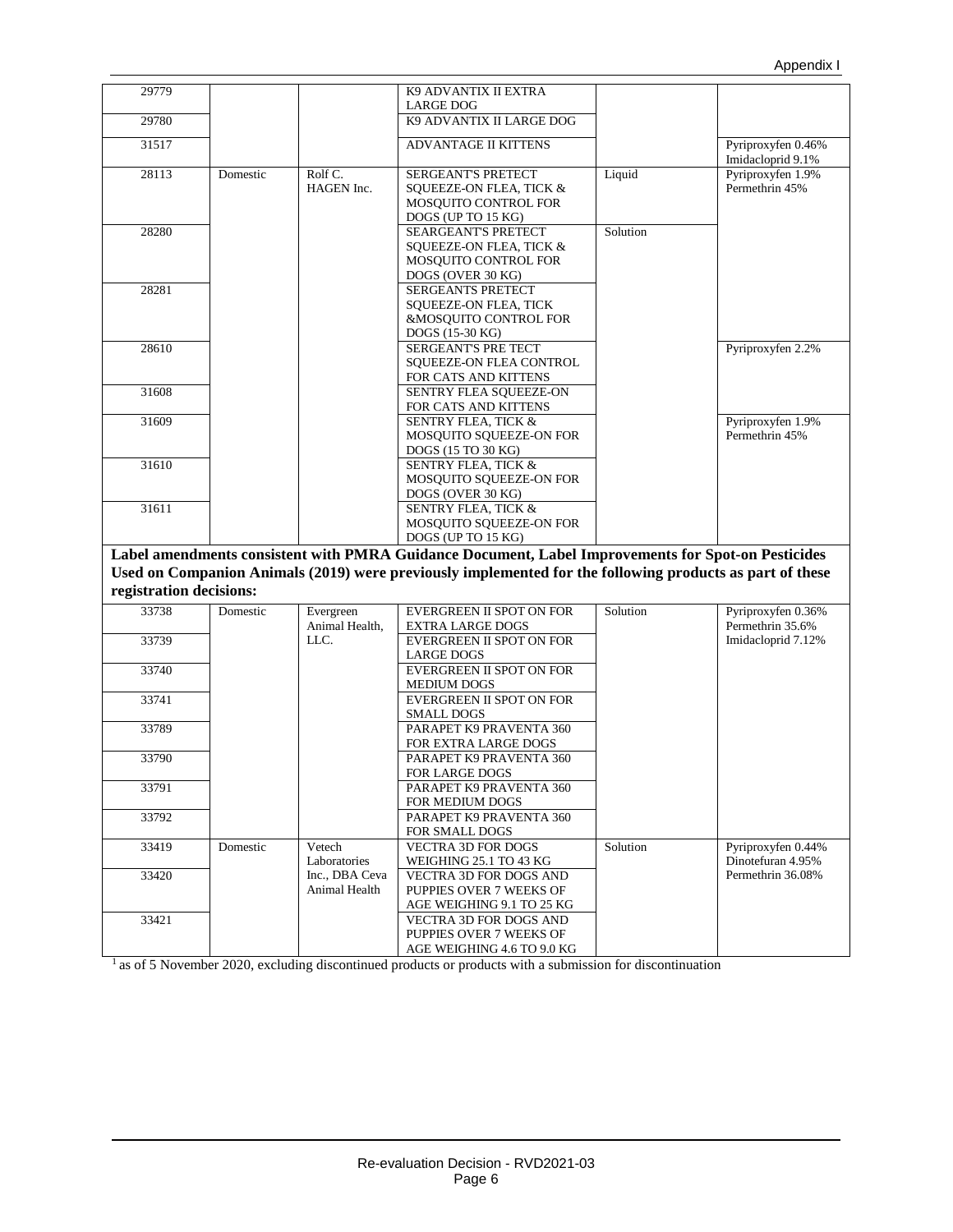| | | | | | |
|---|---|---|---|---|---|
| 29779 | | | K9 ADVANTIX II EXTRA LARGE DOG | | |
| 29780 | | | K9 ADVANTIX II LARGE DOG | | |
| 31517 | | | ADVANTAGE II KITTENS | | Pyriproxyfen 0.46% Imidacloprid 9.1% |
| 28113 | Domestic | Rolf C. HAGEN Inc. | SERGEANT'S PRETECT SQUEEZE-ON FLEA, TICK & MOSQUITO CONTROL FOR DOGS (UP TO 15 KG) | Liquid | Pyriproxyfen 1.9% Permethrin 45% |
| 28280 | | | SEARGEANT'S PRETECT SQUEEZE-ON FLEA, TICK & MOSQUITO CONTROL FOR DOGS (OVER 30 KG) | Solution | |
| 28281 | | | SERGEANTS PRETECT SQUEEZE-ON FLEA, TICK &MOSQUITO CONTROL FOR DOGS (15-30 KG) | | |
| 28610 | | | SERGEANT'S PRE TECT SQUEEZE-ON FLEA CONTROL FOR CATS AND KITTENS | | Pyriproxyfen 2.2% |
| 31608 | | | SENTRY FLEA SQUEEZE-ON FOR CATS AND KITTENS | | |
| 31609 | | | SENTRY FLEA, TICK & MOSQUITO SQUEEZE-ON FOR DOGS (15 TO 30 KG) | | Pyriproxyfen 1.9% Permethrin 45% |
| 31610 | | | SENTRY FLEA, TICK & MOSQUITO SQUEEZE-ON FOR DOGS (OVER 30 KG) | | |
| 31611 | | | SENTRY FLEA, TICK & MOSQUITO SQUEEZE-ON FOR DOGS (UP TO 15 KG) | | |
| **Label amendments consistent with PMRA Guidance Document, Label Improvements for Spot-on Pesticides Used on Companion Animals (2019) were previously implemented for the following products as part of these registration decisions:** | | | | | |
| 33738 | Domestic | Evergreen Animal Health, LLC. | EVERGREEN II SPOT ON FOR EXTRA LARGE DOGS | Solution | Pyriproxyfen 0.36% Permethrin 35.6% Imidacloprid 7.12% |
| 33739 | | | EVERGREEN II SPOT ON FOR LARGE DOGS | | |
| 33740 | | | EVERGREEN II SPOT ON FOR MEDIUM DOGS | | |
| 33741 | | | EVERGREEN II SPOT ON FOR SMALL DOGS | | |
| 33789 | | | PARAPET K9 PRAVENTA 360 FOR EXTRA LARGE DOGS | | |
| 33790 | | | PARAPET K9 PRAVENTA 360 FOR LARGE DOGS | | |
| 33791 | | | PARAPET K9 PRAVENTA 360 FOR MEDIUM DOGS | | |
| 33792 | | | PARAPET K9 PRAVENTA 360 FOR SMALL DOGS | | |
| 33419 | Domestic | Vetech Laboratories Inc., DBA Ceva Animal Health | VECTRA 3D FOR DOGS WEIGHING 25.1 TO 43 KG | Solution | Pyriproxyfen 0.44% Dinotefuran 4.95% Permethrin 36.08% |
| 33420 | | | VECTRA 3D FOR DOGS AND PUPPIES OVER 7 WEEKS OF AGE WEIGHING 9.1 TO 25 KG | | |
| 33421 | | | VECTRA 3D FOR DOGS AND PUPPIES OVER 7 WEEKS OF AGE WEIGHING 4.6 TO 9.0 KG | | |

[1] as of 5 November 2020, excluding discontinued products or products with a submission for discontinuation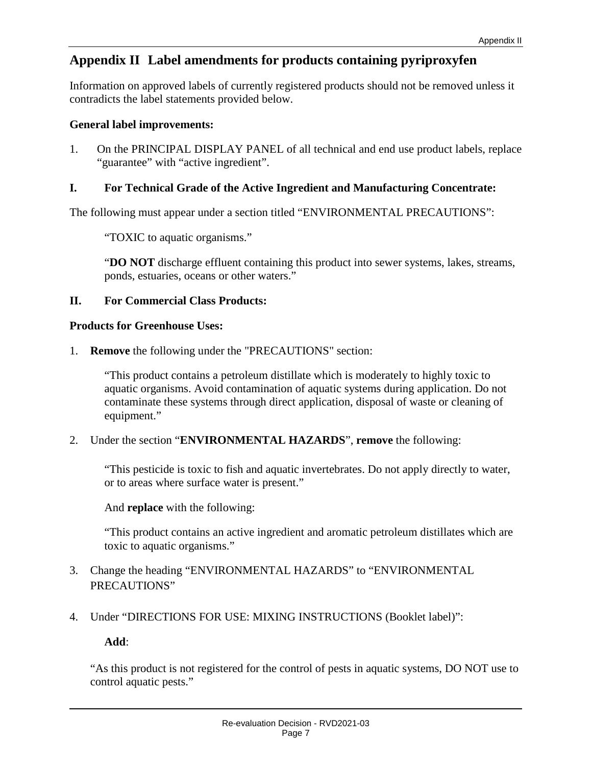# Appendix II Label amendments for products containing pyriproxyfen

Information on approved labels of currently registered products should not be removed unless it contradicts the label statements provided below.

**General label improvements:**

1. On the PRINCIPAL DISPLAY PANEL of all technical and end use product labels, replace "guarantee" with "active ingredient".

## I. For Technical Grade of the Active Ingredient and Manufacturing Concentrate:

The following must appear under a section titled "ENVIRONMENTAL PRECAUTIONS":

> "TOXIC to aquatic organisms."
>
> "**DO NOT** discharge effluent containing this product into sewer systems, lakes, streams, ponds, estuaries, oceans or other waters."

## II. For Commercial Class Products:

**Products for Greenhouse Uses:**

1. **Remove** the following under the "PRECAUTIONS" section:

   > "This product contains a petroleum distillate which is moderately to highly toxic to aquatic organisms. Avoid contamination of aquatic systems during application. Do not contaminate these systems through direct application, disposal of waste or cleaning of equipment."

2. Under the section "**ENVIRONMENTAL HAZARDS**", **remove** the following:

   > "This pesticide is toxic to fish and aquatic invertebrates. Do not apply directly to water, or to areas where surface water is present."

   And **replace** with the following:

   > "This product contains an active ingredient and aromatic petroleum distillates which are toxic to aquatic organisms."

3. Change the heading "ENVIRONMENTAL HAZARDS" to "ENVIRONMENTAL PRECAUTIONS"

4. Under "DIRECTIONS FOR USE: MIXING INSTRUCTIONS (Booklet label)":

   **Add**:

   "As this product is not registered for the control of pests in aquatic systems, DO NOT use to control aquatic pests."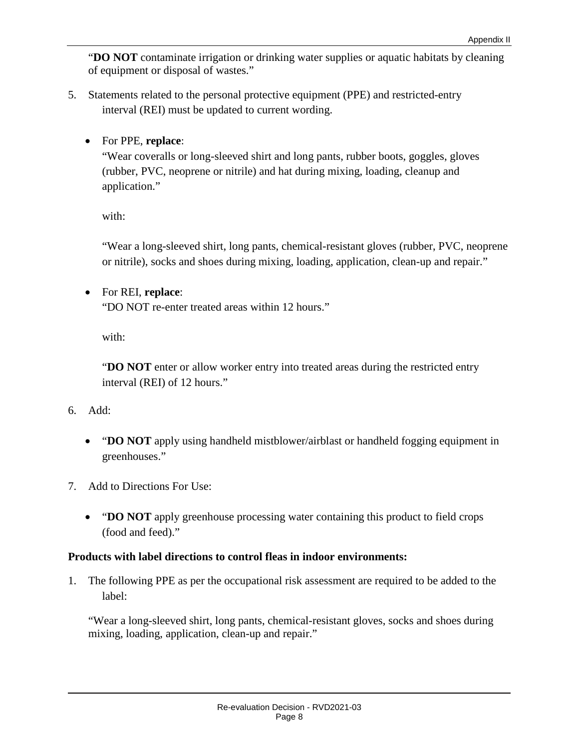"**DO NOT** contaminate irrigation or drinking water supplies or aquatic habitats by cleaning of equipment or disposal of wastes."

5. Statements related to the personal protective equipment (PPE) and restricted-entry interval (REI) must be updated to current wording.

   - For PPE, **replace**:
     "Wear coveralls or long-sleeved shirt and long pants, rubber boots, goggles, gloves (rubber, PVC, neoprene or nitrile) and hat during mixing, loading, cleanup and application."

     with:

     "Wear a long-sleeved shirt, long pants, chemical-resistant gloves (rubber, PVC, neoprene or nitrile), socks and shoes during mixing, loading, application, clean-up and repair."

   - For REI, **replace**:
     "DO NOT re-enter treated areas within 12 hours."

     with:

     "**DO NOT** enter or allow worker entry into treated areas during the restricted entry interval (REI) of 12 hours."

6. Add:

   - "**DO NOT** apply using handheld mistblower/airblast or handheld fogging equipment in greenhouses."

7. Add to Directions For Use:

   - "**DO NOT** apply greenhouse processing water containing this product to field crops (food and feed)."

**Products with label directions to control fleas in indoor environments:**

1. The following PPE as per the occupational risk assessment are required to be added to the label:

   "Wear a long-sleeved shirt, long pants, chemical-resistant gloves, socks and shoes during mixing, loading, application, clean-up and repair."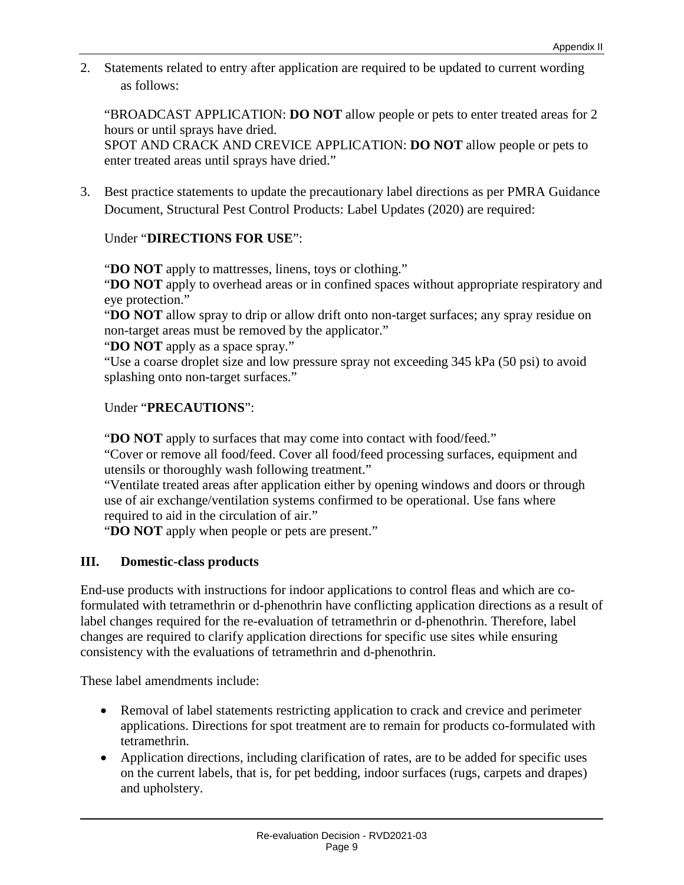2. Statements related to entry after application are required to be updated to current wording as follows:

   "BROADCAST APPLICATION: **DO NOT** allow people or pets to enter treated areas for 2 hours or until sprays have dried.
   SPOT AND CRACK AND CREVICE APPLICATION: **DO NOT** allow people or pets to enter treated areas until sprays have dried."

3. Best practice statements to update the precautionary label directions as per PMRA Guidance Document, Structural Pest Control Products: Label Updates (2020) are required:

   Under "**DIRECTIONS FOR USE**":

   "**DO NOT** apply to mattresses, linens, toys or clothing."
   "**DO NOT** apply to overhead areas or in confined spaces without appropriate respiratory and eye protection."
   "**DO NOT** allow spray to drip or allow drift onto non-target surfaces; any spray residue on non-target areas must be removed by the applicator."
   "**DO NOT** apply as a space spray."
   "Use a coarse droplet size and low pressure spray not exceeding 345 kPa (50 psi) to avoid splashing onto non-target surfaces."

   Under "**PRECAUTIONS**":

   "**DO NOT** apply to surfaces that may come into contact with food/feed."
   "Cover or remove all food/feed. Cover all food/feed processing surfaces, equipment and utensils or thoroughly wash following treatment."
   "Ventilate treated areas after application either by opening windows and doors or through use of air exchange/ventilation systems confirmed to be operational. Use fans where required to aid in the circulation of air."
   "**DO NOT** apply when people or pets are present."

## III. Domestic-class products

End-use products with instructions for indoor applications to control fleas and which are co-formulated with tetramethrin or d-phenothrin have conflicting application directions as a result of label changes required for the re-evaluation of tetramethrin or d-phenothrin. Therefore, label changes are required to clarify application directions for specific use sites while ensuring consistency with the evaluations of tetramethrin and d-phenothrin.

These label amendments include:

- Removal of label statements restricting application to crack and crevice and perimeter applications. Directions for spot treatment are to remain for products co-formulated with tetramethrin.
- Application directions, including clarification of rates, are to be added for specific uses on the current labels, that is, for pet bedding, indoor surfaces (rugs, carpets and drapes) and upholstery.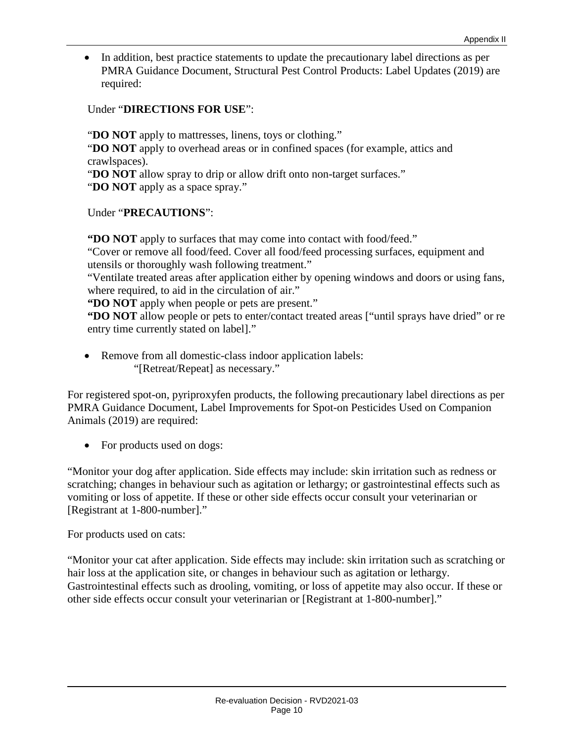- In addition, best practice statements to update the precautionary label directions as per PMRA Guidance Document, Structural Pest Control Products: Label Updates (2019) are required:

  Under "**DIRECTIONS FOR USE**":

  "**DO NOT** apply to mattresses, linens, toys or clothing."
  "**DO NOT** apply to overhead areas or in confined spaces (for example, attics and crawlspaces).
  "**DO NOT** allow spray to drip or allow drift onto non-target surfaces."
  "**DO NOT** apply as a space spray."

  Under "**PRECAUTIONS**":

  **"DO NOT** apply to surfaces that may come into contact with food/feed."
  "Cover or remove all food/feed. Cover all food/feed processing surfaces, equipment and utensils or thoroughly wash following treatment."
  "Ventilate treated areas after application either by opening windows and doors or using fans, where required, to aid in the circulation of air."
  **"DO NOT** apply when people or pets are present."
  **"DO NOT** allow people or pets to enter/contact treated areas ["until sprays have dried" or re entry time currently stated on label]."

- Remove from all domestic-class indoor application labels:
  "[Retreat/Repeat] as necessary."

For registered spot-on, pyriproxyfen products, the following precautionary label directions as per PMRA Guidance Document, Label Improvements for Spot-on Pesticides Used on Companion Animals (2019) are required:

- For products used on dogs:

"Monitor your dog after application. Side effects may include: skin irritation such as redness or scratching; changes in behaviour such as agitation or lethargy; or gastrointestinal effects such as vomiting or loss of appetite. If these or other side effects occur consult your veterinarian or [Registrant at 1-800-number]."

For products used on cats:

"Monitor your cat after application. Side effects may include: skin irritation such as scratching or hair loss at the application site, or changes in behaviour such as agitation or lethargy. Gastrointestinal effects such as drooling, vomiting, or loss of appetite may also occur. If these or other side effects occur consult your veterinarian or [Registrant at 1-800-number]."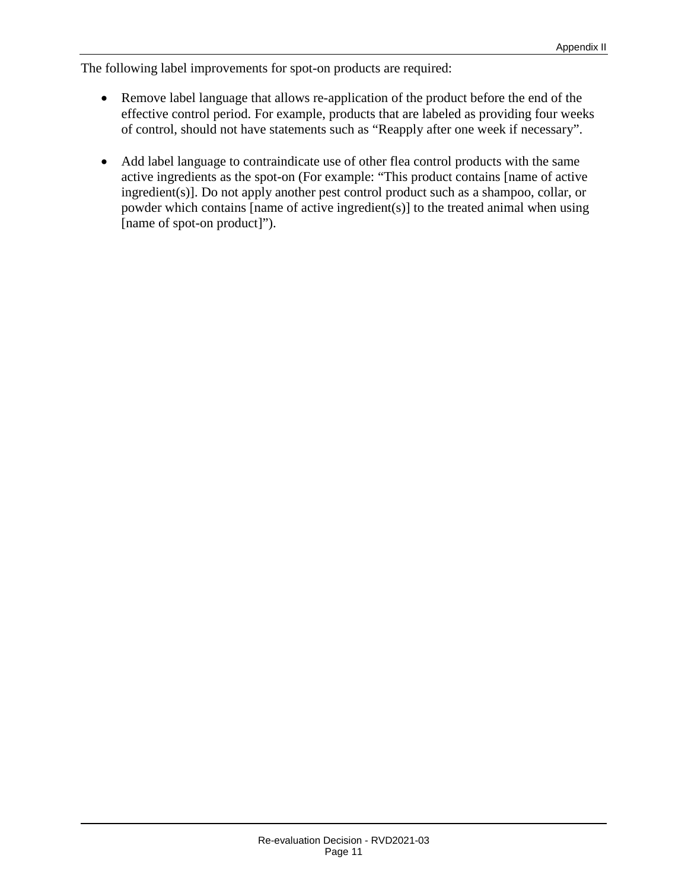The following label improvements for spot-on products are required:

- Remove label language that allows re-application of the product before the end of the effective control period. For example, products that are labeled as providing four weeks of control, should not have statements such as “Reapply after one week if necessary”.

- Add label language to contraindicate use of other flea control products with the same active ingredients as the spot-on (For example: “This product contains [name of active ingredient(s)]. Do not apply another pest control product such as a shampoo, collar, or powder which contains [name of active ingredient(s)] to the treated animal when using [name of spot-on product]”).